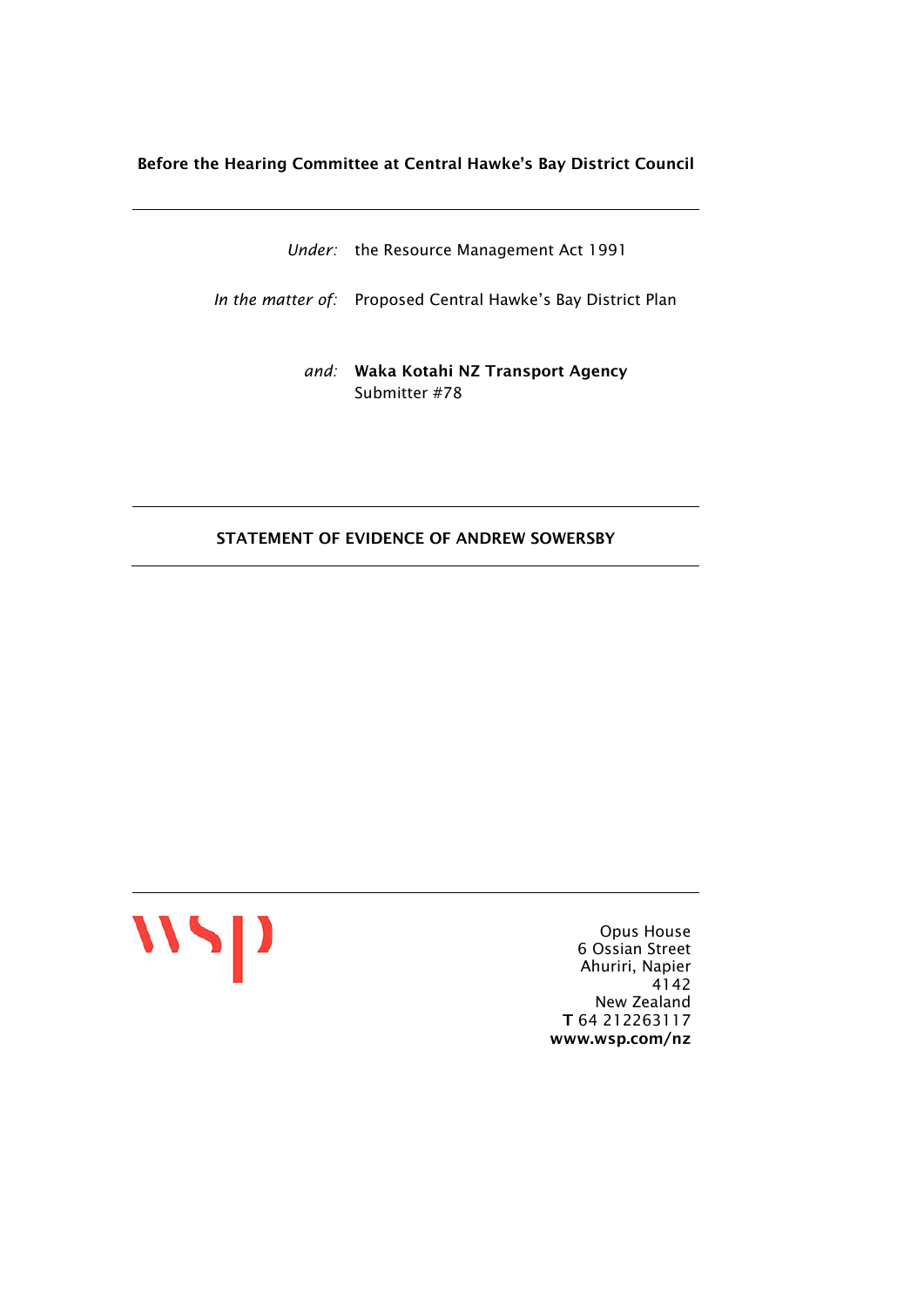**Before the Hearing Committee at Central Hawke's Bay District Council**

---

*Under:* the Resource Management Act 1991

*In the matter of:* Proposed Central Hawke's Bay District Plan

*and:* **Waka Kotahi NZ Transport Agency**
Submitter #78

---

**STATEMENT OF EVIDENCE OF ANDREW SOWERSBY**

---

---

wsp

Opus House
6 Ossian Street
Ahuriri, Napier
4142
New Zealand
**T** 64 212263117
**www.wsp.com/nz**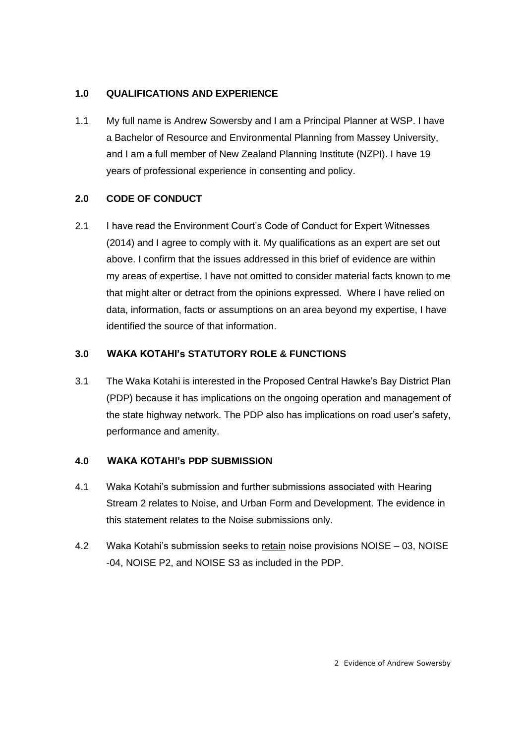## 1.0 QUALIFICATIONS AND EXPERIENCE

1.1 My full name is Andrew Sowersby and I am a Principal Planner at WSP. I have a Bachelor of Resource and Environmental Planning from Massey University, and I am a full member of New Zealand Planning Institute (NZPI). I have 19 years of professional experience in consenting and policy.

## 2.0 CODE OF CONDUCT

2.1 I have read the Environment Court's Code of Conduct for Expert Witnesses (2014) and I agree to comply with it. My qualifications as an expert are set out above. I confirm that the issues addressed in this brief of evidence are within my areas of expertise. I have not omitted to consider material facts known to me that might alter or detract from the opinions expressed. Where I have relied on data, information, facts or assumptions on an area beyond my expertise, I have identified the source of that information.

## 3.0 WAKA KOTAHI's STATUTORY ROLE & FUNCTIONS

3.1 The Waka Kotahi is interested in the Proposed Central Hawke's Bay District Plan (PDP) because it has implications on the ongoing operation and management of the state highway network. The PDP also has implications on road user's safety, performance and amenity.

## 4.0 WAKA KOTAHI's PDP SUBMISSION

4.1 Waka Kotahi's submission and further submissions associated with Hearing Stream 2 relates to Noise, and Urban Form and Development. The evidence in this statement relates to the Noise submissions only.

4.2 Waka Kotahi's submission seeks to retain noise provisions NOISE – 03, NOISE -04, NOISE P2, and NOISE S3 as included in the PDP.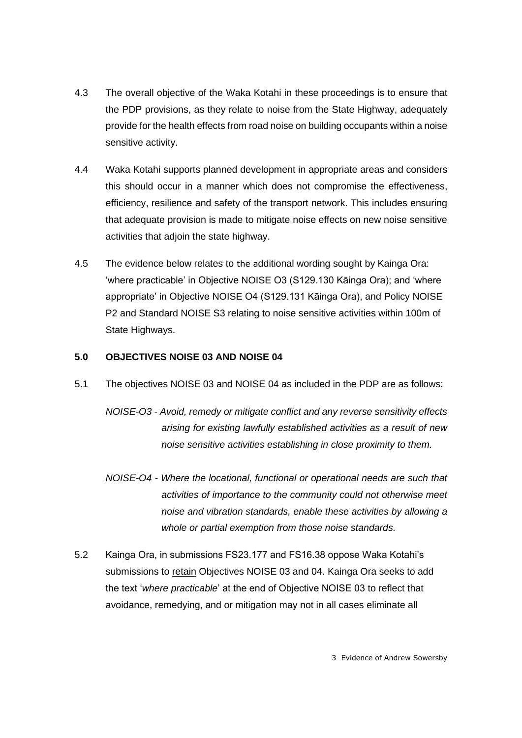4.3 The overall objective of the Waka Kotahi in these proceedings is to ensure that the PDP provisions, as they relate to noise from the State Highway, adequately provide for the health effects from road noise on building occupants within a noise sensitive activity.

4.4 Waka Kotahi supports planned development in appropriate areas and considers this should occur in a manner which does not compromise the effectiveness, efficiency, resilience and safety of the transport network. This includes ensuring that adequate provision is made to mitigate noise effects on new noise sensitive activities that adjoin the state highway.

4.5 The evidence below relates to the additional wording sought by Kainga Ora: 'where practicable' in Objective NOISE O3 (S129.130 Kāinga Ora); and 'where appropriate' in Objective NOISE O4 (S129.131 Kāinga Ora), and Policy NOISE P2 and Standard NOISE S3 relating to noise sensitive activities within 100m of State Highways.

## 5.0 OBJECTIVES NOISE 03 AND NOISE 04

5.1 The objectives NOISE 03 and NOISE 04 as included in the PDP are as follows:

*NOISE-O3 - Avoid, remedy or mitigate conflict and any reverse sensitivity effects arising for existing lawfully established activities as a result of new noise sensitive activities establishing in close proximity to them.*

*NOISE-O4 - Where the locational, functional or operational needs are such that activities of importance to the community could not otherwise meet noise and vibration standards, enable these activities by allowing a whole or partial exemption from those noise standards.*

5.2 Kainga Ora, in submissions FS23.177 and FS16.38 oppose Waka Kotahi's submissions to retain Objectives NOISE 03 and 04. Kainga Ora seeks to add the text '*where practicable*' at the end of Objective NOISE 03 to reflect that avoidance, remedying, and or mitigation may not in all cases eliminate all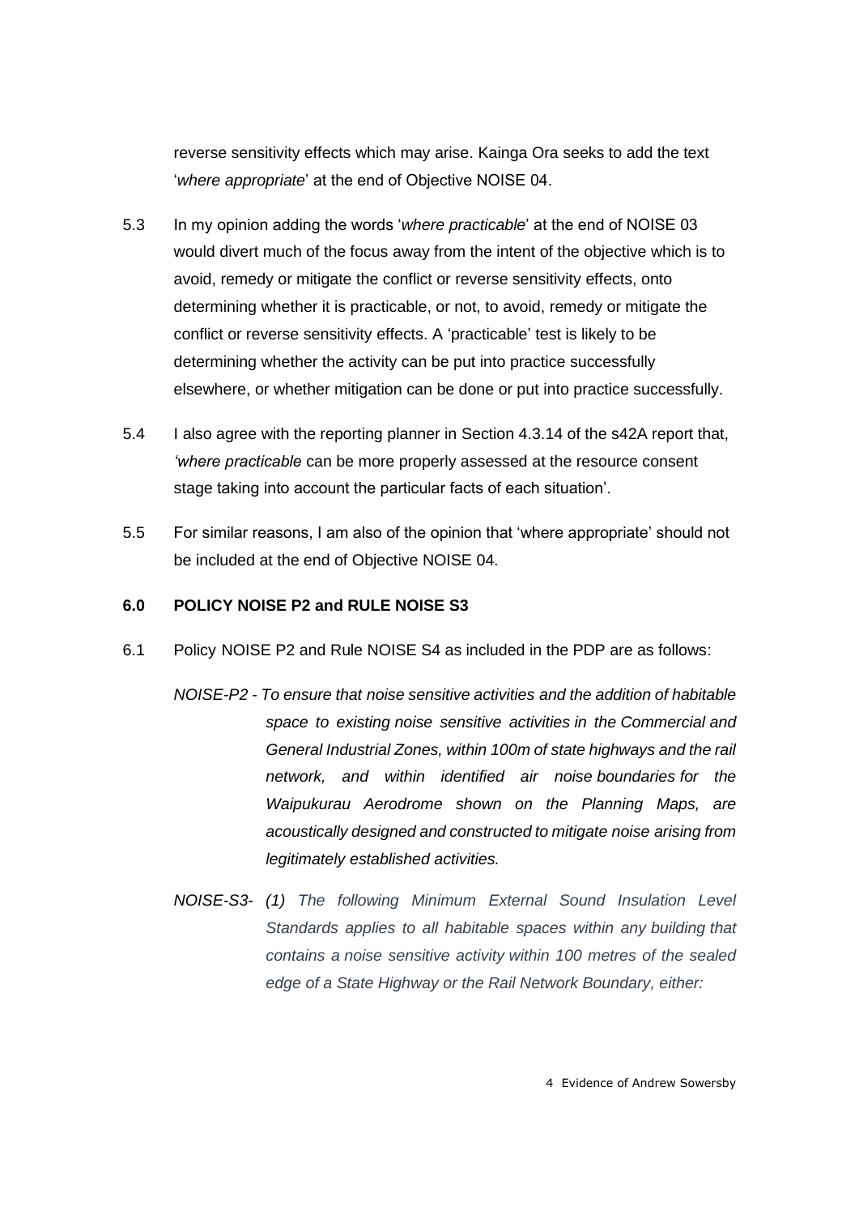reverse sensitivity effects which may arise. Kainga Ora seeks to add the text '*where appropriate*' at the end of Objective NOISE 04.

5.3 In my opinion adding the words '*where practicable*' at the end of NOISE 03 would divert much of the focus away from the intent of the objective which is to avoid, remedy or mitigate the conflict or reverse sensitivity effects, onto determining whether it is practicable, or not, to avoid, remedy or mitigate the conflict or reverse sensitivity effects. A 'practicable' test is likely to be determining whether the activity can be put into practice successfully elsewhere, or whether mitigation can be done or put into practice successfully.

5.4 I also agree with the reporting planner in Section 4.3.14 of the s42A report that, '*where practicable* can be more properly assessed at the resource consent stage taking into account the particular facts of each situation'.

5.5 For similar reasons, I am also of the opinion that 'where appropriate' should not be included at the end of Objective NOISE 04.

## 6.0 POLICY NOISE P2 and RULE NOISE S3

6.1 Policy NOISE P2 and Rule NOISE S4 as included in the PDP are as follows:

*NOISE-P2 - To ensure that noise sensitive activities and the addition of habitable space to existing noise sensitive activities in the Commercial and General Industrial Zones, within 100m of state highways and the rail network, and within identified air noise boundaries for the Waipukurau Aerodrome shown on the Planning Maps, are acoustically designed and constructed to mitigate noise arising from legitimately established activities.*

*NOISE-S3- (1) The following Minimum External Sound Insulation Level Standards applies to all habitable spaces within any building that contains a noise sensitive activity within 100 metres of the sealed edge of a State Highway or the Rail Network Boundary, either:*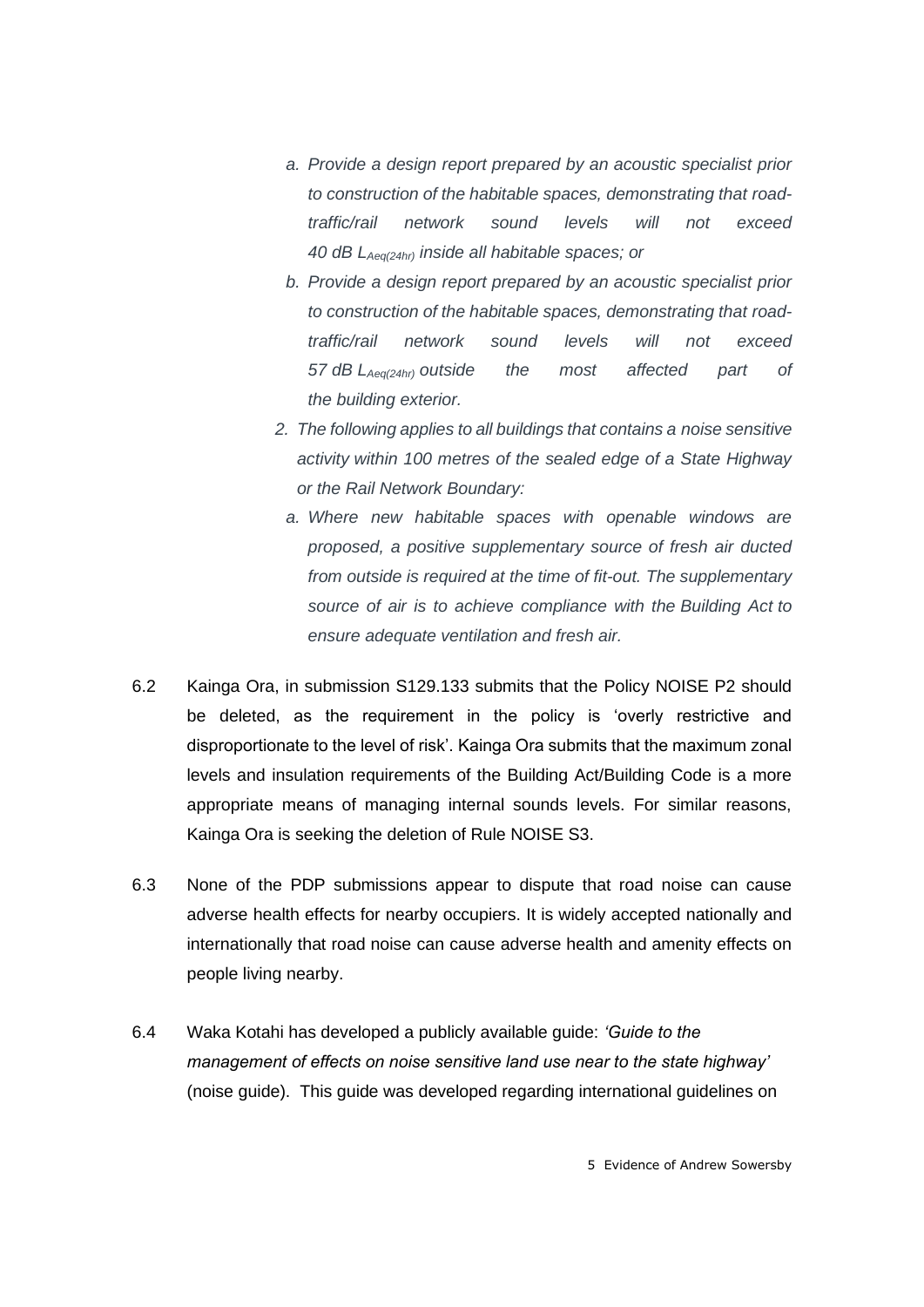*a. Provide a design report prepared by an acoustic specialist prior to construction of the habitable spaces, demonstrating that road-traffic/rail network sound levels will not exceed 40 dB $L_{Aeq(24hr)}$ inside all habitable spaces; or*

*b. Provide a design report prepared by an acoustic specialist prior to construction of the habitable spaces, demonstrating that road-traffic/rail network sound levels will not exceed 57 dB $L_{Aeq(24hr)}$ outside the most affected part of the building exterior.*

*2. The following applies to all buildings that contains a noise sensitive activity within 100 metres of the sealed edge of a State Highway or the Rail Network Boundary:*

*a. Where new habitable spaces with openable windows are proposed, a positive supplementary source of fresh air ducted from outside is required at the time of fit-out. The supplementary source of air is to achieve compliance with the Building Act to ensure adequate ventilation and fresh air.*

6.2 Kainga Ora, in submission S129.133 submits that the Policy NOISE P2 should be deleted, as the requirement in the policy is 'overly restrictive and disproportionate to the level of risk'. Kainga Ora submits that the maximum zonal levels and insulation requirements of the Building Act/Building Code is a more appropriate means of managing internal sounds levels. For similar reasons, Kainga Ora is seeking the deletion of Rule NOISE S3.

6.3 None of the PDP submissions appear to dispute that road noise can cause adverse health effects for nearby occupiers. It is widely accepted nationally and internationally that road noise can cause adverse health and amenity effects on people living nearby.

6.4 Waka Kotahi has developed a publicly available guide: *'Guide to the management of effects on noise sensitive land use near to the state highway'* (noise guide). This guide was developed regarding international guidelines on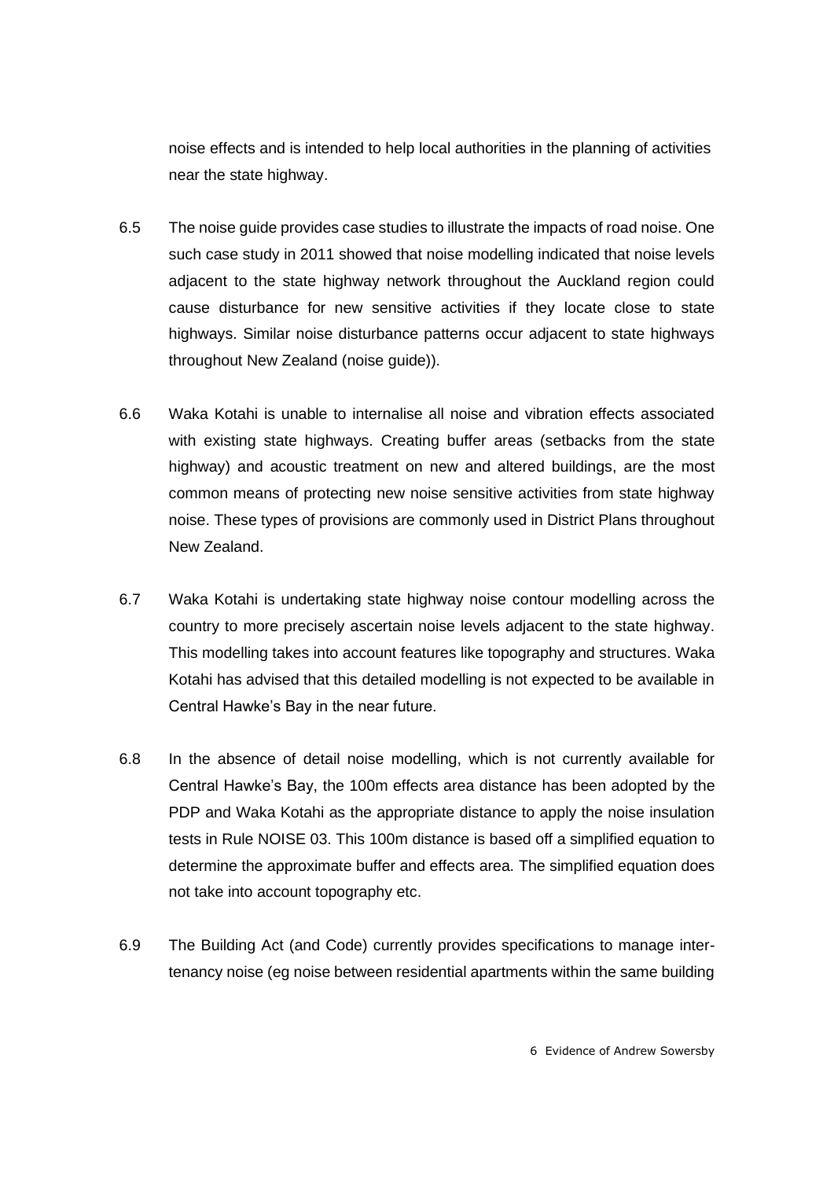noise effects and is intended to help local authorities in the planning of activities near the state highway.

6.5 The noise guide provides case studies to illustrate the impacts of road noise. One such case study in 2011 showed that noise modelling indicated that noise levels adjacent to the state highway network throughout the Auckland region could cause disturbance for new sensitive activities if they locate close to state highways. Similar noise disturbance patterns occur adjacent to state highways throughout New Zealand (noise guide)).

6.6 Waka Kotahi is unable to internalise all noise and vibration effects associated with existing state highways. Creating buffer areas (setbacks from the state highway) and acoustic treatment on new and altered buildings, are the most common means of protecting new noise sensitive activities from state highway noise. These types of provisions are commonly used in District Plans throughout New Zealand.

6.7 Waka Kotahi is undertaking state highway noise contour modelling across the country to more precisely ascertain noise levels adjacent to the state highway. This modelling takes into account features like topography and structures. Waka Kotahi has advised that this detailed modelling is not expected to be available in Central Hawke's Bay in the near future.

6.8 In the absence of detail noise modelling, which is not currently available for Central Hawke's Bay, the 100m effects area distance has been adopted by the PDP and Waka Kotahi as the appropriate distance to apply the noise insulation tests in Rule NOISE 03. This 100m distance is based off a simplified equation to determine the approximate buffer and effects area. The simplified equation does not take into account topography etc.

6.9 The Building Act (and Code) currently provides specifications to manage inter-tenancy noise (eg noise between residential apartments within the same building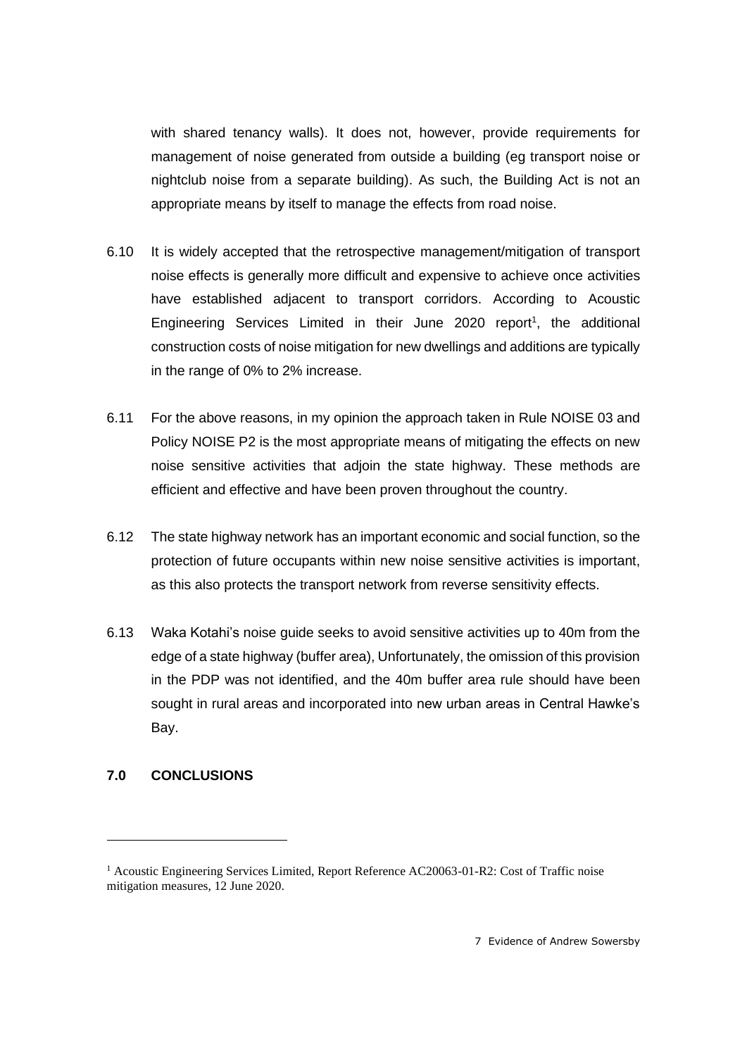with shared tenancy walls). It does not, however, provide requirements for management of noise generated from outside a building (eg transport noise or nightclub noise from a separate building). As such, the Building Act is not an appropriate means by itself to manage the effects from road noise.

6.10 It is widely accepted that the retrospective management/mitigation of transport noise effects is generally more difficult and expensive to achieve once activities have established adjacent to transport corridors. According to Acoustic Engineering Services Limited in their June 2020 report[1], the additional construction costs of noise mitigation for new dwellings and additions are typically in the range of 0% to 2% increase.

6.11 For the above reasons, in my opinion the approach taken in Rule NOISE 03 and Policy NOISE P2 is the most appropriate means of mitigating the effects on new noise sensitive activities that adjoin the state highway. These methods are efficient and effective and have been proven throughout the country.

6.12 The state highway network has an important economic and social function, so the protection of future occupants within new noise sensitive activities is important, as this also protects the transport network from reverse sensitivity effects.

6.13 Waka Kotahi's noise guide seeks to avoid sensitive activities up to 40m from the edge of a state highway (buffer area), Unfortunately, the omission of this provision in the PDP was not identified, and the 40m buffer area rule should have been sought in rural areas and incorporated into new urban areas in Central Hawke's Bay.

## 7.0 CONCLUSIONS

---

[1] Acoustic Engineering Services Limited, Report Reference AC20063-01-R2: Cost of Traffic noise mitigation measures, 12 June 2020.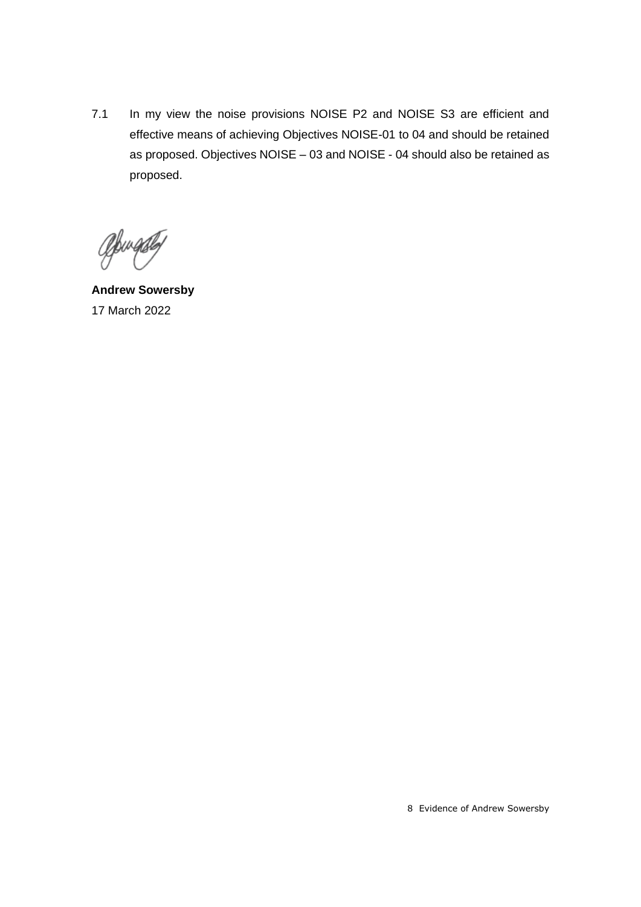7.1 In my view the noise provisions NOISE P2 and NOISE S3 are efficient and effective means of achieving Objectives NOISE-01 to 04 and should be retained as proposed. Objectives NOISE – 03 and NOISE - 04 should also be retained as proposed.

**Andrew Sowersby**
17 March 2022